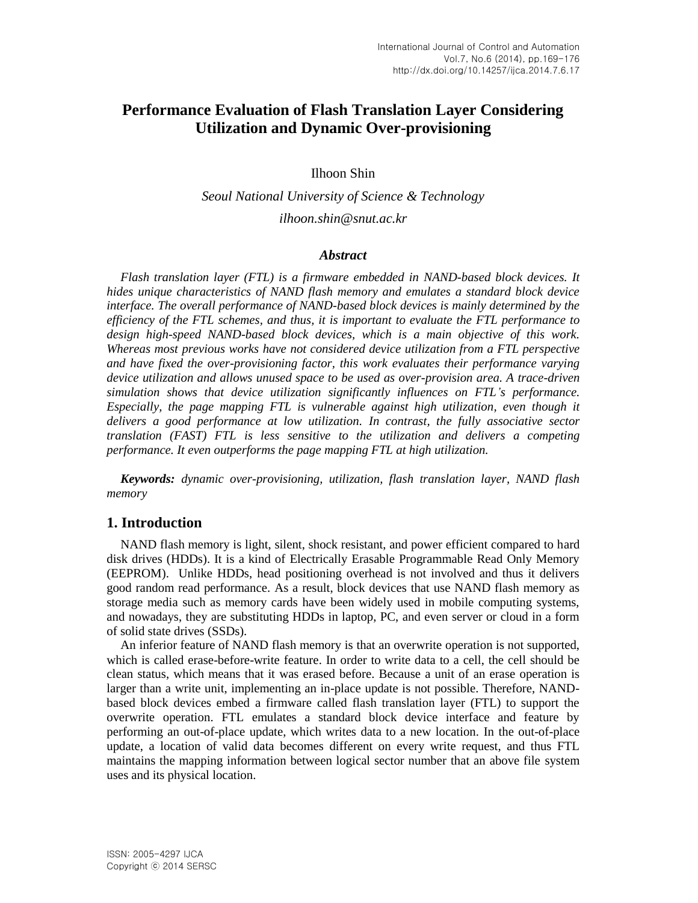# Performance Evaluation of Flash Translation Layer Considering Utilization and Dynamic Over-provisioning

Ilhoon Shin

*Seoul National University of Science & Technology*

*ilhoon.shin@snut.ac.kr*

### *Abstract*

*Flash translation layer (FTL) is a firmware embedded in NAND-based block devices. It hides unique characteristics of NAND flash memory and emulates a standard block device interface. The overall performance of NAND-based block devices is mainly determined by the efficiency of the FTL schemes, and thus, it is important to evaluate the FTL performance to design high-speed NAND-based block devices, which is a main objective of this work. Whereas most previous works have not considered device utilization from a FTL perspective and have fixed the over-provisioning factor, this work evaluates their performance varying device utilization and allows unused space to be used as over-provision area. A trace-driven simulation shows that device utilization significantly influences on FTL's performance. Especially, the page mapping FTL is vulnerable against high utilization, even though it delivers a good performance at low utilization. In contrast, the fully associative sector translation (FAST) FTL is less sensitive to the utilization and delivers a competing performance. It even outperforms the page mapping FTL at high utilization.*

***Keywords:*** *dynamic over-provisioning, utilization, flash translation layer, NAND flash memory*

## 1. Introduction

NAND flash memory is light, silent, shock resistant, and power efficient compared to hard disk drives (HDDs). It is a kind of Electrically Erasable Programmable Read Only Memory (EEPROM). Unlike HDDs, head positioning overhead is not involved and thus it delivers good random read performance. As a result, block devices that use NAND flash memory as storage media such as memory cards have been widely used in mobile computing systems, and nowadays, they are substituting HDDs in laptop, PC, and even server or cloud in a form of solid state drives (SSDs).

An inferior feature of NAND flash memory is that an overwrite operation is not supported, which is called erase-before-write feature. In order to write data to a cell, the cell should be clean status, which means that it was erased before. Because a unit of an erase operation is larger than a write unit, implementing an in-place update is not possible. Therefore, NAND-based block devices embed a firmware called flash translation layer (FTL) to support the overwrite operation. FTL emulates a standard block device interface and feature by performing an out-of-place update, which writes data to a new location. In the out-of-place update, a location of valid data becomes different on every write request, and thus FTL maintains the mapping information between logical sector number that an above file system uses and its physical location.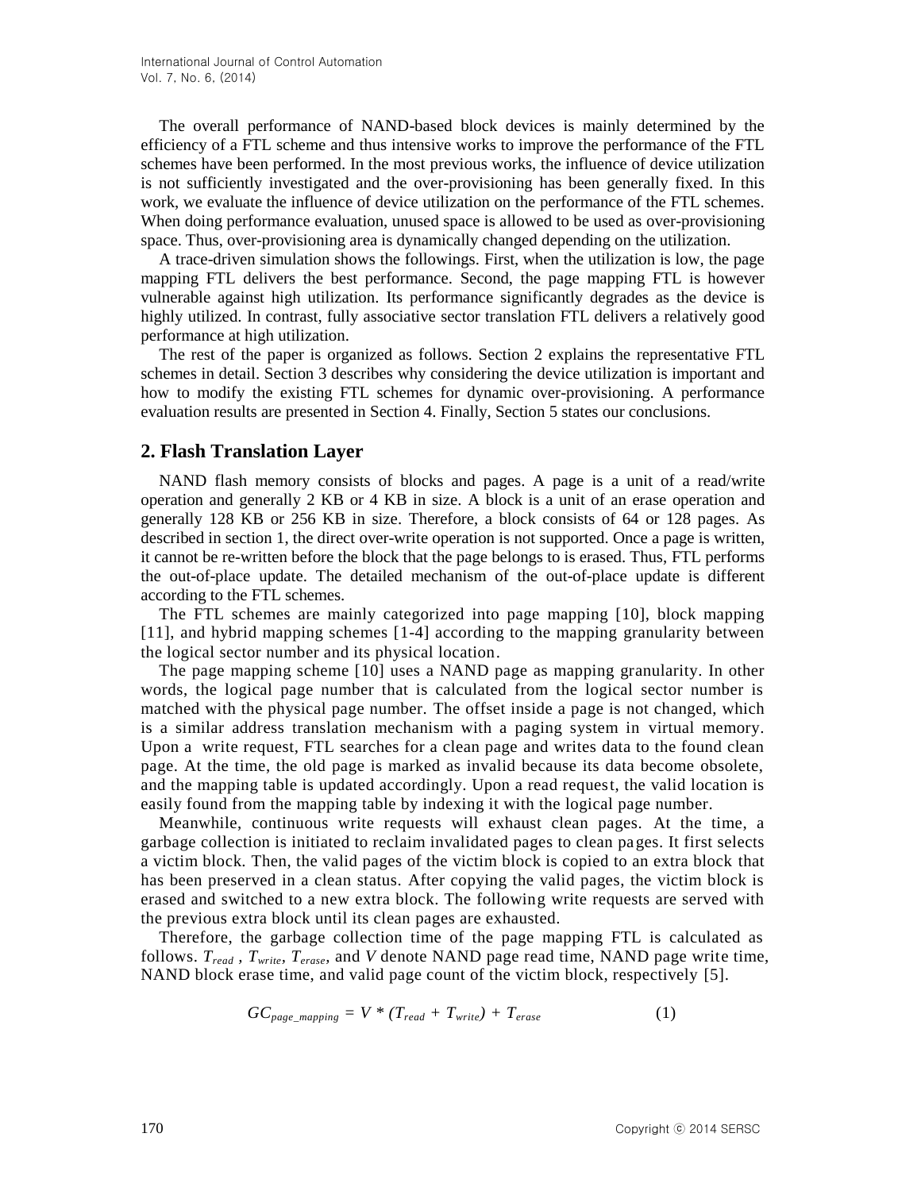The overall performance of NAND-based block devices is mainly determined by the efficiency of a FTL scheme and thus intensive works to improve the performance of the FTL schemes have been performed. In the most previous works, the influence of device utilization is not sufficiently investigated and the over-provisioning has been generally fixed. In this work, we evaluate the influence of device utilization on the performance of the FTL schemes. When doing performance evaluation, unused space is allowed to be used as over-provisioning space. Thus, over-provisioning area is dynamically changed depending on the utilization.

A trace-driven simulation shows the followings. First, when the utilization is low, the page mapping FTL delivers the best performance. Second, the page mapping FTL is however vulnerable against high utilization. Its performance significantly degrades as the device is highly utilized. In contrast, fully associative sector translation FTL delivers a relatively good performance at high utilization.

The rest of the paper is organized as follows. Section 2 explains the representative FTL schemes in detail. Section 3 describes why considering the device utilization is important and how to modify the existing FTL schemes for dynamic over-provisioning. A performance evaluation results are presented in Section 4. Finally, Section 5 states our conclusions.

## 2. Flash Translation Layer

NAND flash memory consists of blocks and pages. A page is a unit of a read/write operation and generally 2 KB or 4 KB in size. A block is a unit of an erase operation and generally 128 KB or 256 KB in size. Therefore, a block consists of 64 or 128 pages. As described in section 1, the direct over-write operation is not supported. Once a page is written, it cannot be re-written before the block that the page belongs to is erased. Thus, FTL performs the out-of-place update. The detailed mechanism of the out-of-place update is different according to the FTL schemes.

The FTL schemes are mainly categorized into page mapping [10], block mapping [11], and hybrid mapping schemes [1-4] according to the mapping granularity between the logical sector number and its physical location.

The page mapping scheme [10] uses a NAND page as mapping granularity. In other words, the logical page number that is calculated from the logical sector number is matched with the physical page number. The offset inside a page is not changed, which is a similar address translation mechanism with a paging system in virtual memory. Upon a write request, FTL searches for a clean page and writes data to the found clean page. At the time, the old page is marked as invalid because its data become obsolete, and the mapping table is updated accordingly. Upon a read request, the valid location is easily found from the mapping table by indexing it with the logical page number.

Meanwhile, continuous write requests will exhaust clean pages. At the time, a garbage collection is initiated to reclaim invalidated pages to clean pages. It first selects a victim block. Then, the valid pages of the victim block is copied to an extra block that has been preserved in a clean status. After copying the valid pages, the victim block is erased and switched to a new extra block. The following write requests are served with the previous extra block until its clean pages are exhausted.

Therefore, the garbage collection time of the page mapping FTL is calculated as follows. $T_{read}$, $T_{write}$, $T_{erase}$, and $V$ denote NAND page read time, NAND page write time, NAND block erase time, and valid page count of the victim block, respectively [5].

$$GC_{page\_mapping} = V * (T_{read} + T_{write}) + T_{erase} \quad (1)$$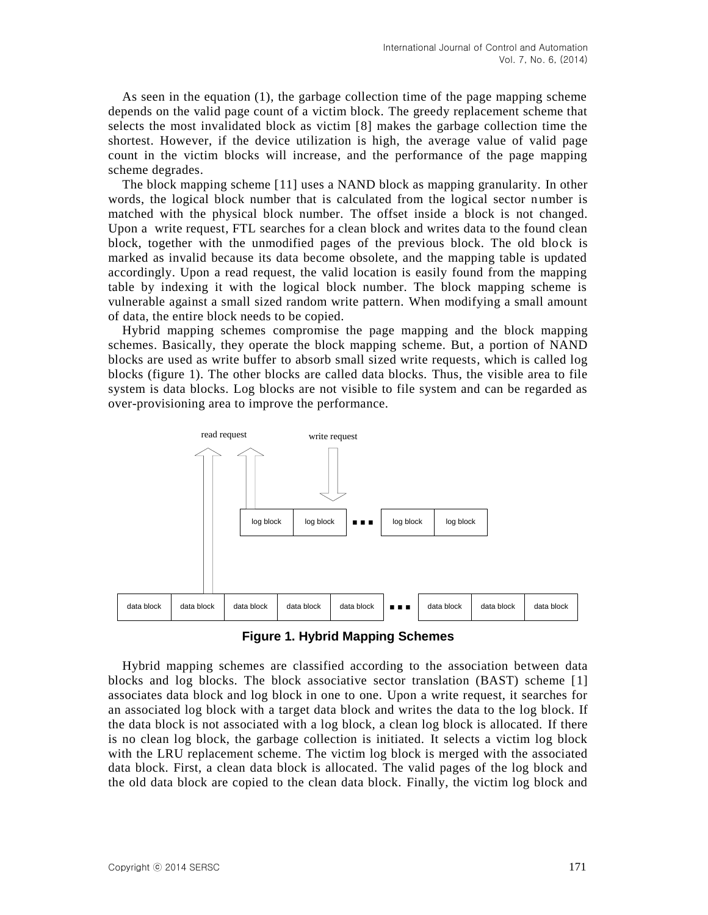As seen in the equation (1), the garbage collection time of the page mapping scheme depends on the valid page count of a victim block. The greedy replacement scheme that selects the most invalidated block as victim [8] makes the garbage collection time the shortest. However, if the device utilization is high, the average value of valid page count in the victim blocks will increase, and the performance of the page mapping scheme degrades.

The block mapping scheme [11] uses a NAND block as mapping granularity. In other words, the logical block number that is calculated from the logical sector number is matched with the physical block number. The offset inside a block is not changed. Upon a write request, FTL searches for a clean block and writes data to the found clean block, together with the unmodified pages of the previous block. The old block is marked as invalid because its data become obsolete, and the mapping table is updated accordingly. Upon a read request, the valid location is easily found from the mapping table by indexing it with the logical block number. The block mapping scheme is vulnerable against a small sized random write pattern. When modifying a small amount of data, the entire block needs to be copied.

Hybrid mapping schemes compromise the page mapping and the block mapping schemes. Basically, they operate the block mapping scheme. But, a portion of NAND blocks are used as write buffer to absorb small sized write requests, which is called log blocks (figure 1). The other blocks are called data blocks. Thus, the visible area to file system is data blocks. Log blocks are not visible to file system and can be regarded as over-provisioning area to improve the performance.

**Figure 1. Hybrid Mapping Schemes**

Hybrid mapping schemes are classified according to the association between data blocks and log blocks. The block associative sector translation (BAST) scheme [1] associates data block and log block in one to one. Upon a write request, it searches for an associated log block with a target data block and writes the data to the log block. If the data block is not associated with a log block, a clean log block is allocated. If there is no clean log block, the garbage collection is initiated. It selects a victim log block with the LRU replacement scheme. The victim log block is merged with the associated data block. First, a clean data block is allocated. The valid pages of the log block and the old data block are copied to the clean data block. Finally, the victim log block and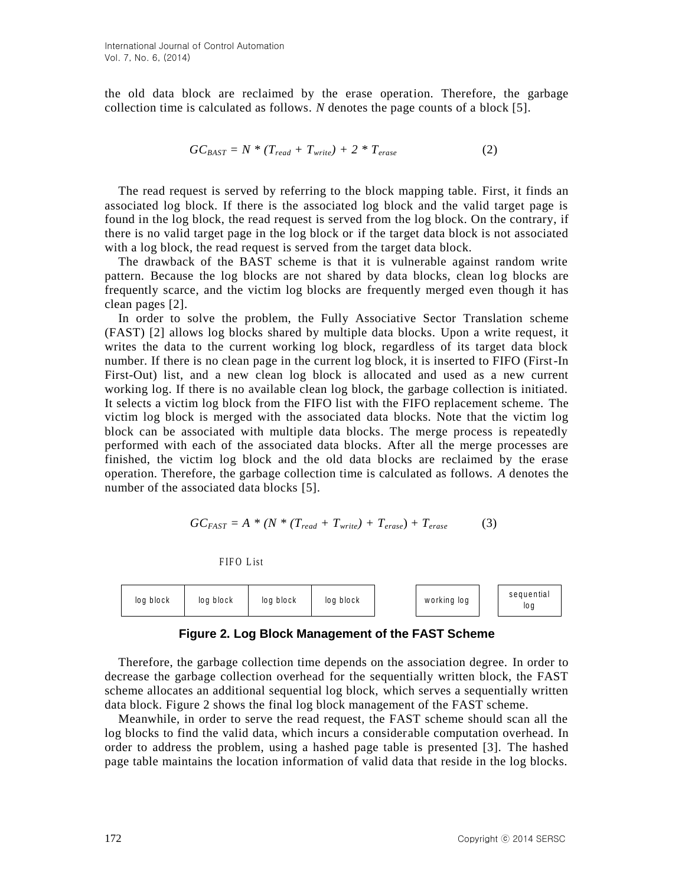the old data block are reclaimed by the erase operation. Therefore, the garbage collection time is calculated as follows. $N$ denotes the page counts of a block [5].

$$GC_{BAST} = N * (T_{read} + T_{write}) + 2 * T_{erase} \tag{2}$$

The read request is served by referring to the block mapping table. First, it finds an associated log block. If there is the associated log block and the valid target page is found in the log block, the read request is served from the log block. On the contrary, if there is no valid target page in the log block or if the target data block is not associated with a log block, the read request is served from the target data block.

The drawback of the BAST scheme is that it is vulnerable against random write pattern. Because the log blocks are not shared by data blocks, clean log blocks are frequently scarce, and the victim log blocks are frequently merged even though it has clean pages [2].

In order to solve the problem, the Fully Associative Sector Translation scheme (FAST) [2] allows log blocks shared by multiple data blocks. Upon a write request, it writes the data to the current working log block, regardless of its target data block number. If there is no clean page in the current log block, it is inserted to FIFO (First-In First-Out) list, and a new clean log block is allocated and used as a new current working log. If there is no available clean log block, the garbage collection is initiated. It selects a victim log block from the FIFO list with the FIFO replacement scheme. The victim log block is merged with the associated data blocks. Note that the victim log block can be associated with multiple data blocks. The merge process is repeatedly performed with each of the associated data blocks. After all the merge processes are finished, the victim log block and the old data blocks are reclaimed by the erase operation. Therefore, the garbage collection time is calculated as follows. $A$ denotes the number of the associated data blocks [5].

$$GC_{FAST} = A * (N * (T_{read} + T_{write}) + T_{erase}) + T_{erase} \tag{3}$$

FIFO List

log block | log block | log block | log block

working log

sequential log

**Figure 2. Log Block Management of the FAST Scheme**

Therefore, the garbage collection time depends on the association degree. In order to decrease the garbage collection overhead for the sequentially written block, the FAST scheme allocates an additional sequential log block, which serves a sequentially written data block. Figure 2 shows the final log block management of the FAST scheme.

Meanwhile, in order to serve the read request, the FAST scheme should scan all the log blocks to find the valid data, which incurs a considerable computation overhead. In order to address the problem, using a hashed page table is presented [3]. The hashed page table maintains the location information of valid data that reside in the log blocks.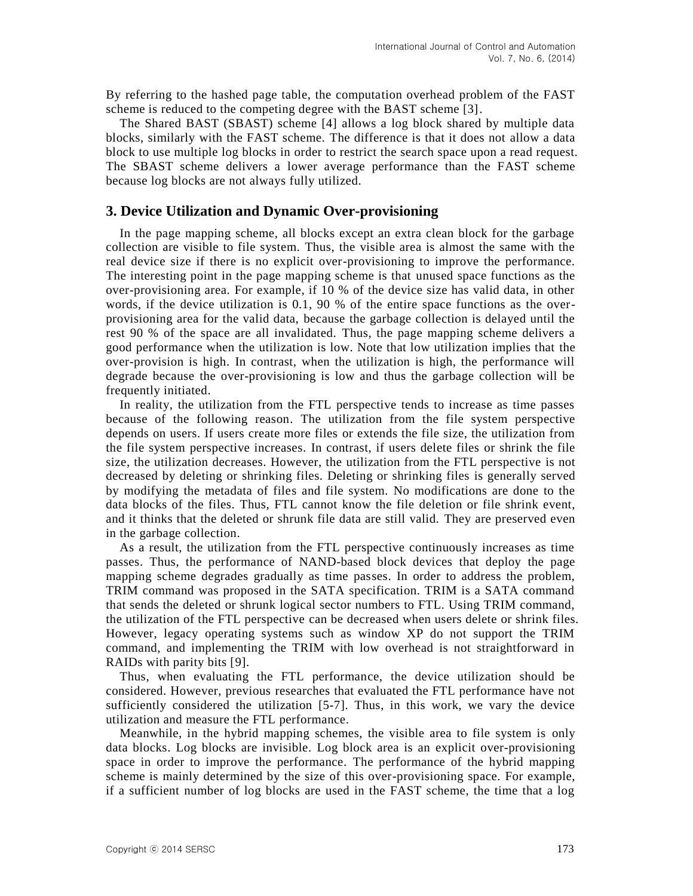By referring to the hashed page table, the computation overhead problem of the FAST scheme is reduced to the competing degree with the BAST scheme [3].

The Shared BAST (SBAST) scheme [4] allows a log block shared by multiple data blocks, similarly with the FAST scheme. The difference is that it does not allow a data block to use multiple log blocks in order to restrict the search space upon a read request. The SBAST scheme delivers a lower average performance than the FAST scheme because log blocks are not always fully utilized.

## 3. Device Utilization and Dynamic Over-provisioning

In the page mapping scheme, all blocks except an extra clean block for the garbage collection are visible to file system. Thus, the visible area is almost the same with the real device size if there is no explicit over-provisioning to improve the performance. The interesting point in the page mapping scheme is that unused space functions as the over-provisioning area. For example, if 10 % of the device size has valid data, in other words, if the device utilization is 0.1, 90 % of the entire space functions as the over-provisioning area for the valid data, because the garbage collection is delayed until the rest 90 % of the space are all invalidated. Thus, the page mapping scheme delivers a good performance when the utilization is low. Note that low utilization implies that the over-provision is high. In contrast, when the utilization is high, the performance will degrade because the over-provisioning is low and thus the garbage collection will be frequently initiated.

In reality, the utilization from the FTL perspective tends to increase as time passes because of the following reason. The utilization from the file system perspective depends on users. If users create more files or extends the file size, the utilization from the file system perspective increases. In contrast, if users delete files or shrink the file size, the utilization decreases. However, the utilization from the FTL perspective is not decreased by deleting or shrinking files. Deleting or shrinking files is generally served by modifying the metadata of files and file system. No modifications are done to the data blocks of the files. Thus, FTL cannot know the file deletion or file shrink event, and it thinks that the deleted or shrunk file data are still valid. They are preserved even in the garbage collection.

As a result, the utilization from the FTL perspective continuously increases as time passes. Thus, the performance of NAND-based block devices that deploy the page mapping scheme degrades gradually as time passes. In order to address the problem, TRIM command was proposed in the SATA specification. TRIM is a SATA command that sends the deleted or shrunk logical sector numbers to FTL. Using TRIM command, the utilization of the FTL perspective can be decreased when users delete or shrink files. However, legacy operating systems such as window XP do not support the TRIM command, and implementing the TRIM with low overhead is not straightforward in RAIDs with parity bits [9].

Thus, when evaluating the FTL performance, the device utilization should be considered. However, previous researches that evaluated the FTL performance have not sufficiently considered the utilization [5-7]. Thus, in this work, we vary the device utilization and measure the FTL performance.

Meanwhile, in the hybrid mapping schemes, the visible area to file system is only data blocks. Log blocks are invisible. Log block area is an explicit over-provisioning space in order to improve the performance. The performance of the hybrid mapping scheme is mainly determined by the size of this over-provisioning space. For example, if a sufficient number of log blocks are used in the FAST scheme, the time that a log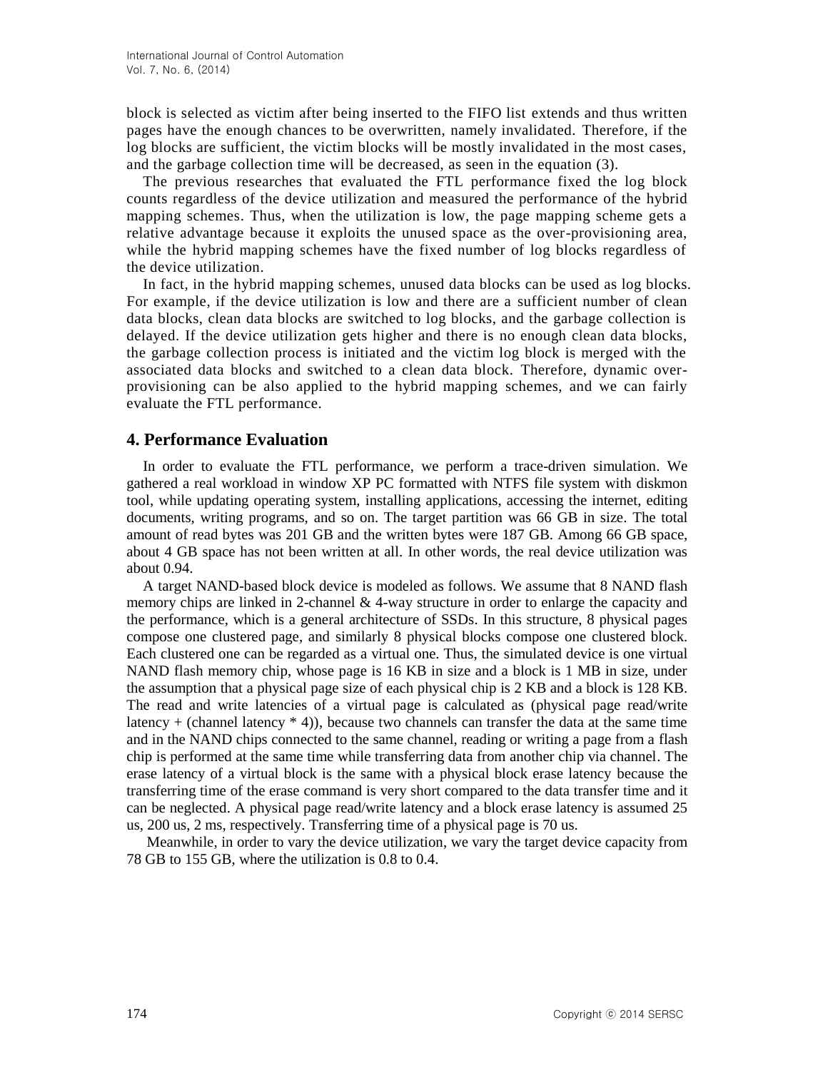block is selected as victim after being inserted to the FIFO list extends and thus written pages have the enough chances to be overwritten, namely invalidated. Therefore, if the log blocks are sufficient, the victim blocks will be mostly invalidated in the most cases, and the garbage collection time will be decreased, as seen in the equation (3).

The previous researches that evaluated the FTL performance fixed the log block counts regardless of the device utilization and measured the performance of the hybrid mapping schemes. Thus, when the utilization is low, the page mapping scheme gets a relative advantage because it exploits the unused space as the over-provisioning area, while the hybrid mapping schemes have the fixed number of log blocks regardless of the device utilization.

In fact, in the hybrid mapping schemes, unused data blocks can be used as log blocks. For example, if the device utilization is low and there are a sufficient number of clean data blocks, clean data blocks are switched to log blocks, and the garbage collection is delayed. If the device utilization gets higher and there is no enough clean data blocks, the garbage collection process is initiated and the victim log block is merged with the associated data blocks and switched to a clean data block. Therefore, dynamic over-provisioning can be also applied to the hybrid mapping schemes, and we can fairly evaluate the FTL performance.

## 4. Performance Evaluation

In order to evaluate the FTL performance, we perform a trace-driven simulation. We gathered a real workload in window XP PC formatted with NTFS file system with diskmon tool, while updating operating system, installing applications, accessing the internet, editing documents, writing programs, and so on. The target partition was 66 GB in size. The total amount of read bytes was 201 GB and the written bytes were 187 GB. Among 66 GB space, about 4 GB space has not been written at all. In other words, the real device utilization was about 0.94.

A target NAND-based block device is modeled as follows. We assume that 8 NAND flash memory chips are linked in 2-channel & 4-way structure in order to enlarge the capacity and the performance, which is a general architecture of SSDs. In this structure, 8 physical pages compose one clustered page, and similarly 8 physical blocks compose one clustered block. Each clustered one can be regarded as a virtual one. Thus, the simulated device is one virtual NAND flash memory chip, whose page is 16 KB in size and a block is 1 MB in size, under the assumption that a physical page size of each physical chip is 2 KB and a block is 128 KB. The read and write latencies of a virtual page is calculated as (physical page read/write latency + (channel latency * 4)), because two channels can transfer the data at the same time and in the NAND chips connected to the same channel, reading or writing a page from a flash chip is performed at the same time while transferring data from another chip via channel. The erase latency of a virtual block is the same with a physical block erase latency because the transferring time of the erase command is very short compared to the data transfer time and it can be neglected. A physical page read/write latency and a block erase latency is assumed 25 us, 200 us, 2 ms, respectively. Transferring time of a physical page is 70 us.

Meanwhile, in order to vary the device utilization, we vary the target device capacity from 78 GB to 155 GB, where the utilization is 0.8 to 0.4.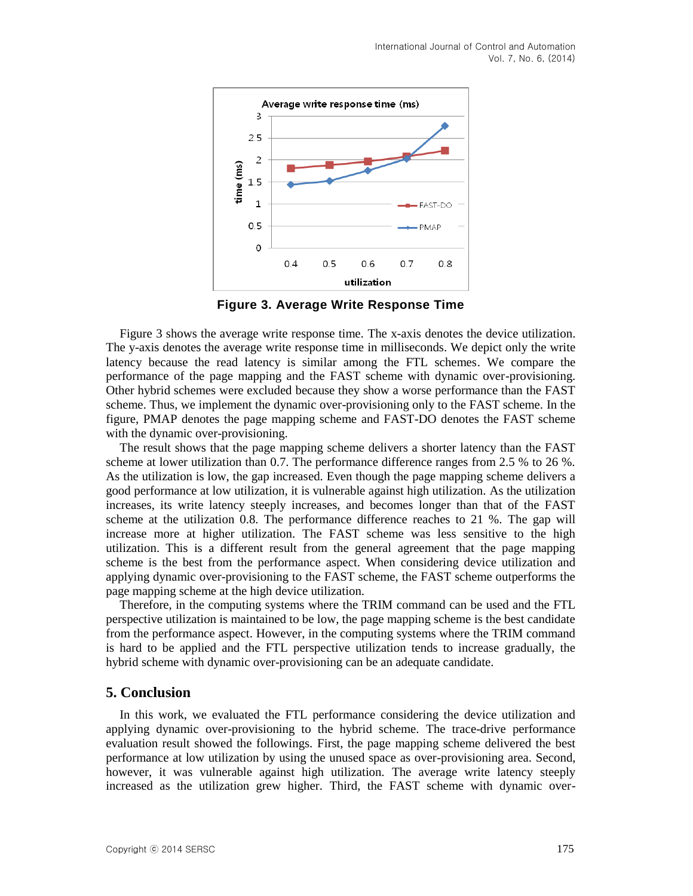Figure 3. Average Write Response Time

Figure 3 shows the average write response time. The x-axis denotes the device utilization. The y-axis denotes the average write response time in milliseconds. We depict only the write latency because the read latency is similar among the FTL schemes. We compare the performance of the page mapping and the FAST scheme with dynamic over-provisioning. Other hybrid schemes were excluded because they show a worse performance than the FAST scheme. Thus, we implement the dynamic over-provisioning only to the FAST scheme. In the figure, PMAP denotes the page mapping scheme and FAST-DO denotes the FAST scheme with the dynamic over-provisioning.

The result shows that the page mapping scheme delivers a shorter latency than the FAST scheme at lower utilization than 0.7. The performance difference ranges from 2.5 % to 26 %. As the utilization is low, the gap increased. Even though the page mapping scheme delivers a good performance at low utilization, it is vulnerable against high utilization. As the utilization increases, its write latency steeply increases, and becomes longer than that of the FAST scheme at the utilization 0.8. The performance difference reaches to 21 %. The gap will increase more at higher utilization. The FAST scheme was less sensitive to the high utilization. This is a different result from the general agreement that the page mapping scheme is the best from the performance aspect. When considering device utilization and applying dynamic over-provisioning to the FAST scheme, the FAST scheme outperforms the page mapping scheme at the high device utilization.

Therefore, in the computing systems where the TRIM command can be used and the FTL perspective utilization is maintained to be low, the page mapping scheme is the best candidate from the performance aspect. However, in the computing systems where the TRIM command is hard to be applied and the FTL perspective utilization tends to increase gradually, the hybrid scheme with dynamic over-provisioning can be an adequate candidate.

## 5. Conclusion

In this work, we evaluated the FTL performance considering the device utilization and applying dynamic over-provisioning to the hybrid scheme. The trace-drive performance evaluation result showed the followings. First, the page mapping scheme delivered the best performance at low utilization by using the unused space as over-provisioning area. Second, however, it was vulnerable against high utilization. The average write latency steeply increased as the utilization grew higher. Third, the FAST scheme with dynamic over-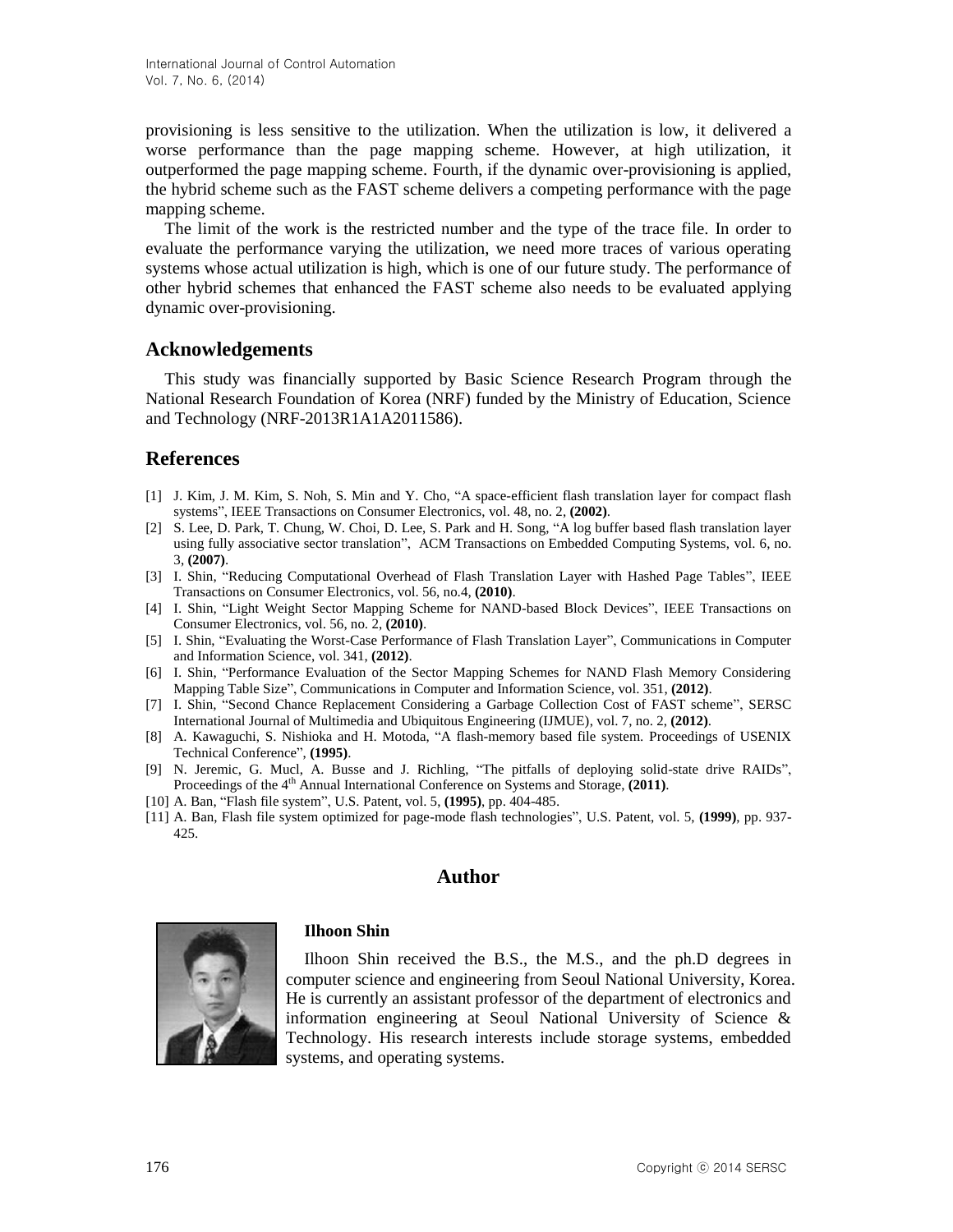provisioning is less sensitive to the utilization. When the utilization is low, it delivered a worse performance than the page mapping scheme. However, at high utilization, it outperformed the page mapping scheme. Fourth, if the dynamic over-provisioning is applied, the hybrid scheme such as the FAST scheme delivers a competing performance with the page mapping scheme.

The limit of the work is the restricted number and the type of the trace file. In order to evaluate the performance varying the utilization, we need more traces of various operating systems whose actual utilization is high, which is one of our future study. The performance of other hybrid schemes that enhanced the FAST scheme also needs to be evaluated applying dynamic over-provisioning.

## Acknowledgements

This study was financially supported by Basic Science Research Program through the National Research Foundation of Korea (NRF) funded by the Ministry of Education, Science and Technology (NRF-2013R1A1A2011586).

## References

[1] J. Kim, J. M. Kim, S. Noh, S. Min and Y. Cho, "A space-efficient flash translation layer for compact flash systems", IEEE Transactions on Consumer Electronics, vol. 48, no. 2, **(2002)**.

[2] S. Lee, D. Park, T. Chung, W. Choi, D. Lee, S. Park and H. Song, "A log buffer based flash translation layer using fully associative sector translation", ACM Transactions on Embedded Computing Systems, vol. 6, no. 3, **(2007)**.

[3] I. Shin, "Reducing Computational Overhead of Flash Translation Layer with Hashed Page Tables", IEEE Transactions on Consumer Electronics, vol. 56, no.4, **(2010)**.

[4] I. Shin, "Light Weight Sector Mapping Scheme for NAND-based Block Devices", IEEE Transactions on Consumer Electronics, vol. 56, no. 2, **(2010)**.

[5] I. Shin, "Evaluating the Worst-Case Performance of Flash Translation Layer", Communications in Computer and Information Science, vol. 341, **(2012)**.

[6] I. Shin, "Performance Evaluation of the Sector Mapping Schemes for NAND Flash Memory Considering Mapping Table Size", Communications in Computer and Information Science, vol. 351, **(2012)**.

[7] I. Shin, "Second Chance Replacement Considering a Garbage Collection Cost of FAST scheme", SERSC International Journal of Multimedia and Ubiquitous Engineering (IJMUE), vol. 7, no. 2, **(2012)**.

[8] A. Kawaguchi, S. Nishioka and H. Motoda, "A flash-memory based file system. Proceedings of USENIX Technical Conference", **(1995)**.

[9] N. Jeremic, G. Mucl, A. Busse and J. Richling, "The pitfalls of deploying solid-state drive RAIDs", Proceedings of the 4th Annual International Conference on Systems and Storage, **(2011)**.

[10] A. Ban, "Flash file system", U.S. Patent, vol. 5, **(1995)**, pp. 404-485.

[11] A. Ban, Flash file system optimized for page-mode flash technologies", U.S. Patent, vol. 5, **(1999)**, pp. 937-425.

## Author

**Ilhoon Shin**

Ilhoon Shin received the B.S., the M.S., and the ph.D degrees in computer science and engineering from Seoul National University, Korea. He is currently an assistant professor of the department of electronics and information engineering at Seoul National University of Science & Technology. His research interests include storage systems, embedded systems, and operating systems.